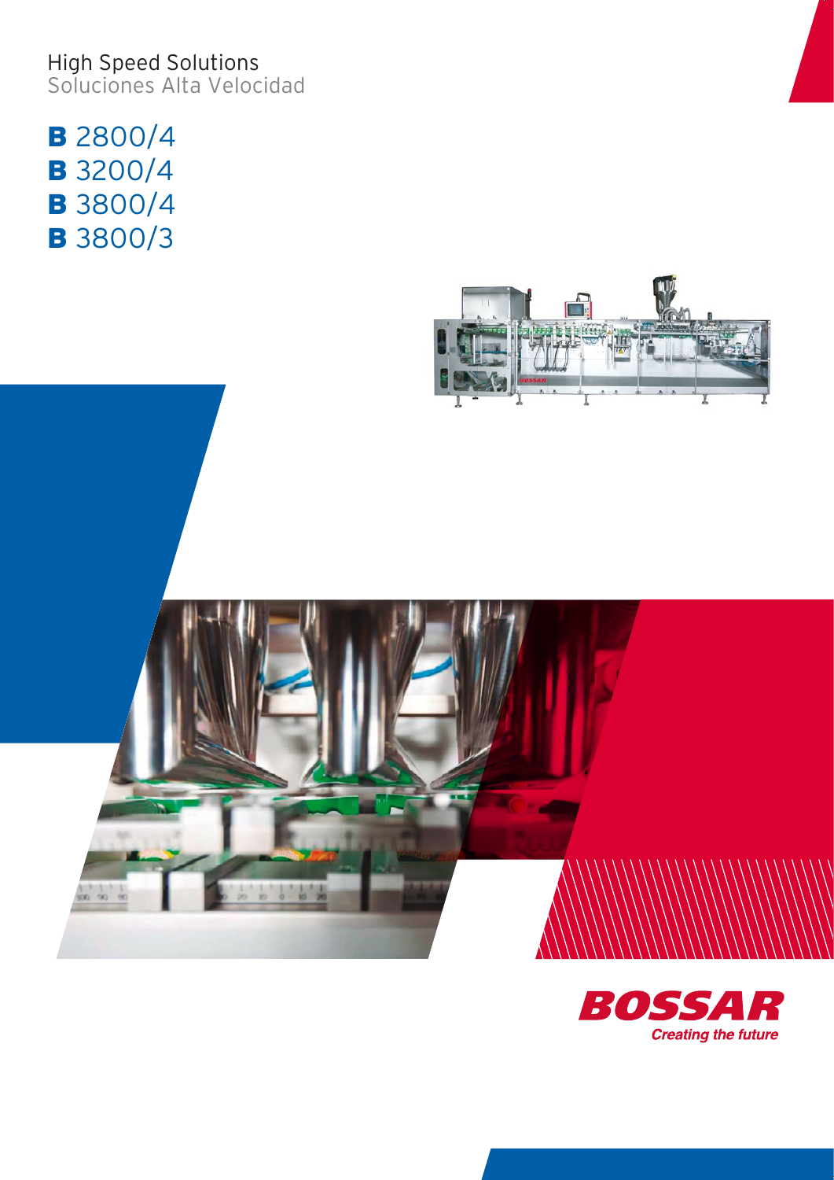High Speed Solutions
Soluciones Alta Velocidad

# B 2800/4
# B 3200/4
# B 3800/4
# B 3800/3

BOSSAR
*Creating the future*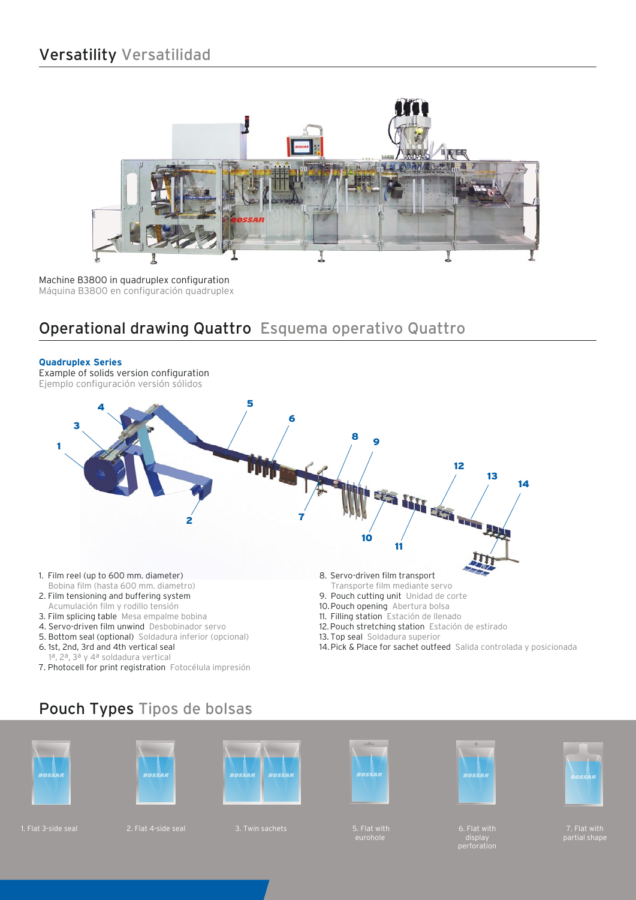## Versatility Versatilidad

Machine B3800 in quadruplex configuration
Máquina B3800 en configuración quadruplex

## Operational drawing Quattro Esquema operativo Quattro

**Quadruplex Series**
Example of solids version configuration
Ejemplo configuración versión sólidos

1. Film reel (up to 600 mm. diameter)
   Bobina film (hasta 600 mm. diametro)
2. Film tensioning and buffering system
   Acumulación film y rodillo tensión
3. Film splicing table Mesa empalme bobina
4. Servo-driven film unwind Desbobinador servo
5. Bottom seal (optional) Soldadura inferior (opcional)
6. 1st, 2nd, 3rd and 4th vertical seal
   1ª, 2ª, 3ª y 4ª soldadura vertical
7. Photocell for print registration Fotocélula impresión
8. Servo-driven film transport
   Transporte film mediante servo
9. Pouch cutting unit Unidad de corte
10. Pouch opening Abertura bolsa
11. Filling station Estación de llenado
12. Pouch stretching station Estación de estirado
13. Top seal Soldadura superior
14. Pick & Place for sachet outfeed Salida controlada y posicionada

## Pouch Types Tipos de bolsas

1. Flat 3-side seal
2. Flat 4-side seal
3. Twin sachets
5. Flat with eurohole
6. Flat with display perforation
7. Flat with partial shape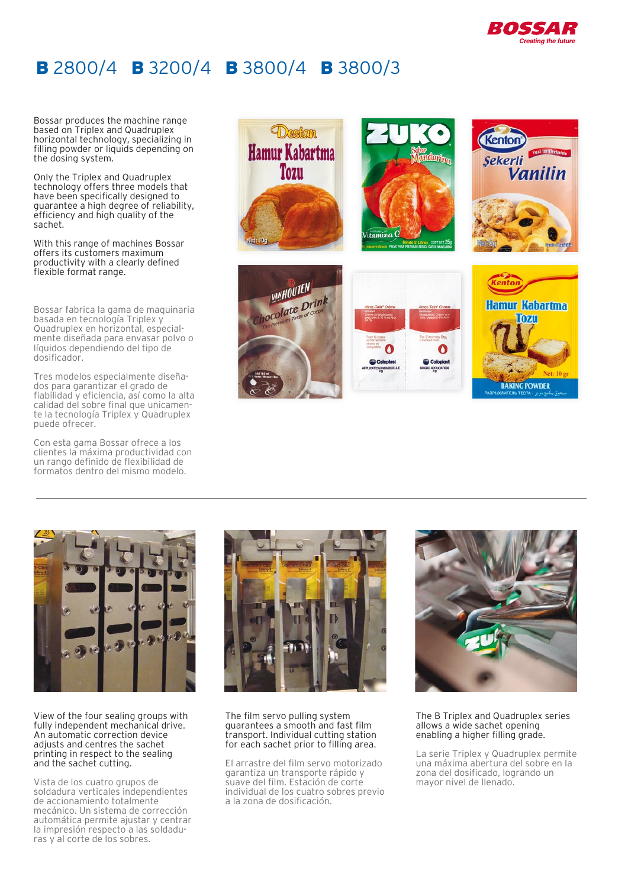# B 2800/4 B 3200/4 B 3800/4 B 3800/3

Bossar produces the machine range based on Triplex and Quadruplex horizontal technology, specializing in filling powder or liquids depending on the dosing system.

Only the Triplex and Quadruplex technology offers three models that have been specifically designed to guarantee a high degree of reliability, efficiency and high quality of the sachet.

With this range of machines Bossar offers its customers maximum productivity with a clearly defined flexible format range.

Bossar fabrica la gama de maquinaria basada en tecnología Triplex y Quadruplex en horizontal, especialmente diseñada para envasar polvo o líquidos dependiendo del tipo de dosificador.

Tres modelos especialmente diseñados para garantizar el grado de fiabilidad y eficiencia, así como la alta calidad del sobre final que unicamente la tecnología Triplex y Quadruplex puede ofrecer.

Con esta gama Bossar ofrece a los clientes la máxima productividad con un rango definido de flexibilidad de formatos dentro del mismo modelo.

---

View of the four sealing groups with fully independent mechanical drive. An automatic correction device adjusts and centres the sachet printing in respect to the sealing and the sachet cutting.

Vista de los cuatro grupos de soldadura verticales independientes de accionamiento totalmente mecánico. Un sistema de corrección automática permite ajustar y centrar la impresión respecto a las soldaduras y al corte de los sobres.

The film servo pulling system guarantees a smooth and fast film transport. Individual cutting station for each sachet prior to filling area.

El arrastre del film servo motorizado garantiza un transporte rápido y suave del film. Estación de corte individual de los cuatro sobres previo a la zona de dosificación.

The B Triplex and Quadruplex series allows a wide sachet opening enabling a higher filling grade.

La serie Triplex y Quadruplex permite una máxima abertura del sobre en la zona del dosificado, logrando un mayor nivel de llenado.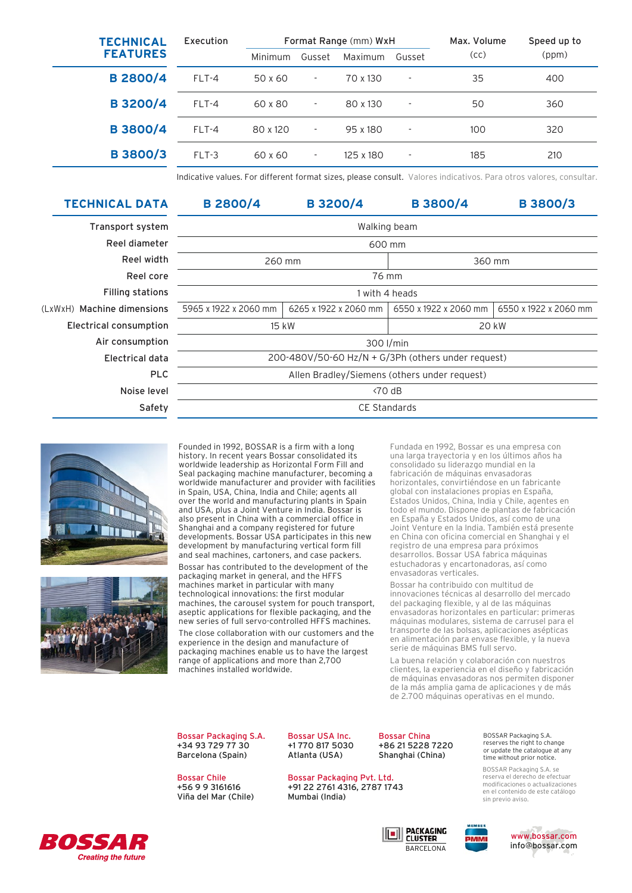## TECHNICAL FEATURES

| | Execution | Format Range (mm) WxH Minimum | Gusset | Maximum | Gusset | Max. Volume (cc) | Speed up to (ppm) |
|---|---|---|---|---|---|---|---|
| **B 2800/4** | FLT-4 | 50 x 60 | - | 70 x 130 | - | 35 | 400 |
| **B 3200/4** | FLT-4 | 60 x 80 | - | 80 x 130 | - | 50 | 360 |
| **B 3800/4** | FLT-4 | 80 x 120 | - | 95 x 180 | - | 100 | 320 |
| **B 3800/3** | FLT-3 | 60 x 60 | - | 125 x 180 | - | 185 | 210 |

Indicative values. For different format sizes, please consult. Valores indicativos. Para otros valores, consultar.

## TECHNICAL DATA

| | B 2800/4 | B 3200/4 | B 3800/4 | B 3800/3 |
|---|---|---|---|---|
| Transport system | Walking beam | | | |
| Reel diameter | 600 mm | | | |
| Reel width | 260 mm | | 360 mm | |
| Reel core | 76 mm | | | |
| Filling stations | 1 with 4 heads | | | |
| (LxWxH) Machine dimensions | 5965 x 1922 x 2060 mm | 6265 x 1922 x 2060 mm | 6550 x 1922 x 2060 mm | 6550 x 1922 x 2060 mm |
| Electrical consumption | 15 kW | | 20 kW | |
| Air consumption | 300 l/min | | | |
| Electrical data | 200-480V/50-60 Hz/N + G/3Ph (others under request) | | | |
| PLC | Allen Bradley/Siemens (others under request) | | | |
| Noise level | <70 dB | | | |
| Safety | CE Standards | | | |

Founded in 1992, BOSSAR is a firm with a long history. In recent years Bossar consolidated its worldwide leadership as Horizontal Form Fill and Seal packaging machine manufacturer, becoming a worldwide manufacturer and provider with facilities in Spain, USA, China, India and Chile; agents all over the world and manufacturing plants in Spain and USA, plus a Joint Venture in India. Bossar is also present in China with a commercial office in Shanghai and a company registered for future developments. Bossar USA participates in this new development by manufacturing vertical form fill and seal machines, cartoners, and case packers.

Bossar has contributed to the development of the packaging market in general, and the HFFS machines market in particular with many technological innovations: the first modular machines, the carousel system for pouch transport, aseptic applications for flexible packaging, and the new series of full servo-controlled HFFS machines.

The close collaboration with our customers and the experience in the design and manufacture of packaging machines enable us to have the largest range of applications and more than 2,700 machines installed worldwide.

Fundada en 1992, Bossar es una empresa con una larga trayectoria y en los últimos años ha consolidado su liderazgo mundial en la fabricación de máquinas envasadoras horizontales, convirtiéndose en un fabricante global con instalaciones propias en España, Estados Unidos, China, India y Chile, agentes en todo el mundo. Dispone de plantas de fabricación en España y Estados Unidos, así como de una Joint Venture en la India. También está presente en China con oficina comercial en Shanghai y el registro de una empresa para próximos desarrollos. Bossar USA fabrica máquinas estuchadoras y encartonadoras, así como envasadoras verticales.

Bossar ha contribuido con multitud de innovaciones técnicas al desarrollo del mercado del packaging flexible, y al de las máquinas envasadoras horizontales en particular: primeras máquinas modulares, sistema de carrusel para el transporte de las bolsas, aplicaciones asépticas en alimentación para envase flexible, y la nueva serie de máquinas BMS full servo.

La buena relación y colaboración con nuestros clientes, la experiencia en el diseño y fabricación de máquinas envasadoras nos permiten disponer de la más amplia gama de aplicaciones y de más de 2.700 máquinas operativas en el mundo.

**Bossar Packaging S.A.**
+34 93 729 77 30
Barcelona (Spain)

**Bossar USA Inc.**
+1 770 817 5030
Atlanta (USA)

**Bossar China**
+86 21 5228 7220
Shanghai (China)

**Bossar Chile**
+56 9 9 3161616
Viña del Mar (Chile)

**Bossar Packaging Pvt. Ltd.**
+91 22 2761 4316, 2787 1743
Mumbai (India)

BOSSAR Packaging S.A. reserves the right to change or update the catalogue at any time without prior notice.

BOSSAR Packaging S.A. se reserva el derecho de efectuar modificaciones o actualizaciones en el contenido de este catálogo sin previo aviso.

BOSSAR — Creating the future

PACKAGING CLUSTER BARCELONA

MEMBER PMMI

www.bossar.com
info@bossar.com